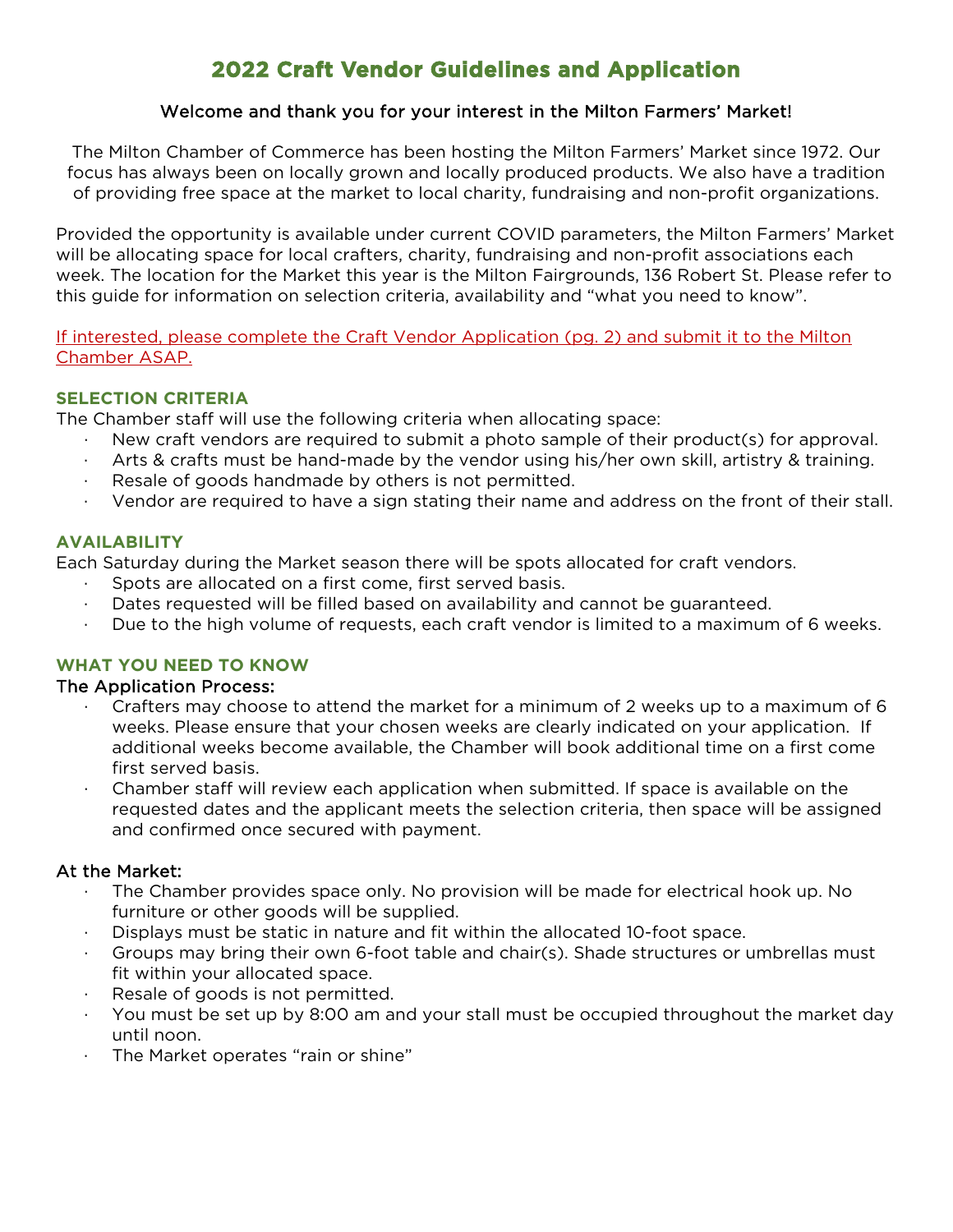# 2022 Craft Vendor Guidelines and Application

**Welcome and thank you for your interest in the Milton Farmers' Market!**

The Milton Chamber of Commerce has been hosting the Milton Farmers' Market since 1972. Our focus has always been on locally grown and locally produced products. We also have a tradition of providing free space at the market to local charity, fundraising and non-profit organizations.

Provided the opportunity is available under current COVID parameters, the Milton Farmers' Market will be allocating space for local crafters, charity, fundraising and non-profit associations each week. The location for the Market this year is the Milton Fairgrounds, 136 Robert St. Please refer to this guide for information on selection criteria, availability and "what you need to know".

If interested, please complete the Craft Vendor Application (pg. 2) and submit it to the Milton Chamber ASAP.

## SELECTION CRITERIA

The Chamber staff will use the following criteria when allocating space:

- New craft vendors are required to submit a photo sample of their product(s) for approval.
- Arts & crafts must be hand-made by the vendor using his/her own skill, artistry & training.
- Resale of goods handmade by others is not permitted.
- Vendor are required to have a sign stating their name and address on the front of their stall.

## AVAILABILITY

Each Saturday during the Market season there will be spots allocated for craft vendors.

- Spots are allocated on a first come, first served basis.
- Dates requested will be filled based on availability and cannot be guaranteed.
- Due to the high volume of requests, each craft vendor is limited to a maximum of 6 weeks.

## WHAT YOU NEED TO KNOW

### The Application Process:

- Crafters may choose to attend the market for a minimum of 2 weeks up to a maximum of 6 weeks. Please ensure that your chosen weeks are clearly indicated on your application. If additional weeks become available, the Chamber will book additional time on a first come first served basis.
- Chamber staff will review each application when submitted. If space is available on the requested dates and the applicant meets the selection criteria, then space will be assigned and confirmed once secured with payment.

### At the Market:

- The Chamber provides space only. No provision will be made for electrical hook up. No furniture or other goods will be supplied.
- Displays must be static in nature and fit within the allocated 10-foot space.
- Groups may bring their own 6-foot table and chair(s). Shade structures or umbrellas must fit within your allocated space.
- Resale of goods is not permitted.
- You must be set up by 8:00 am and your stall must be occupied throughout the market day until noon.
- The Market operates "rain or shine"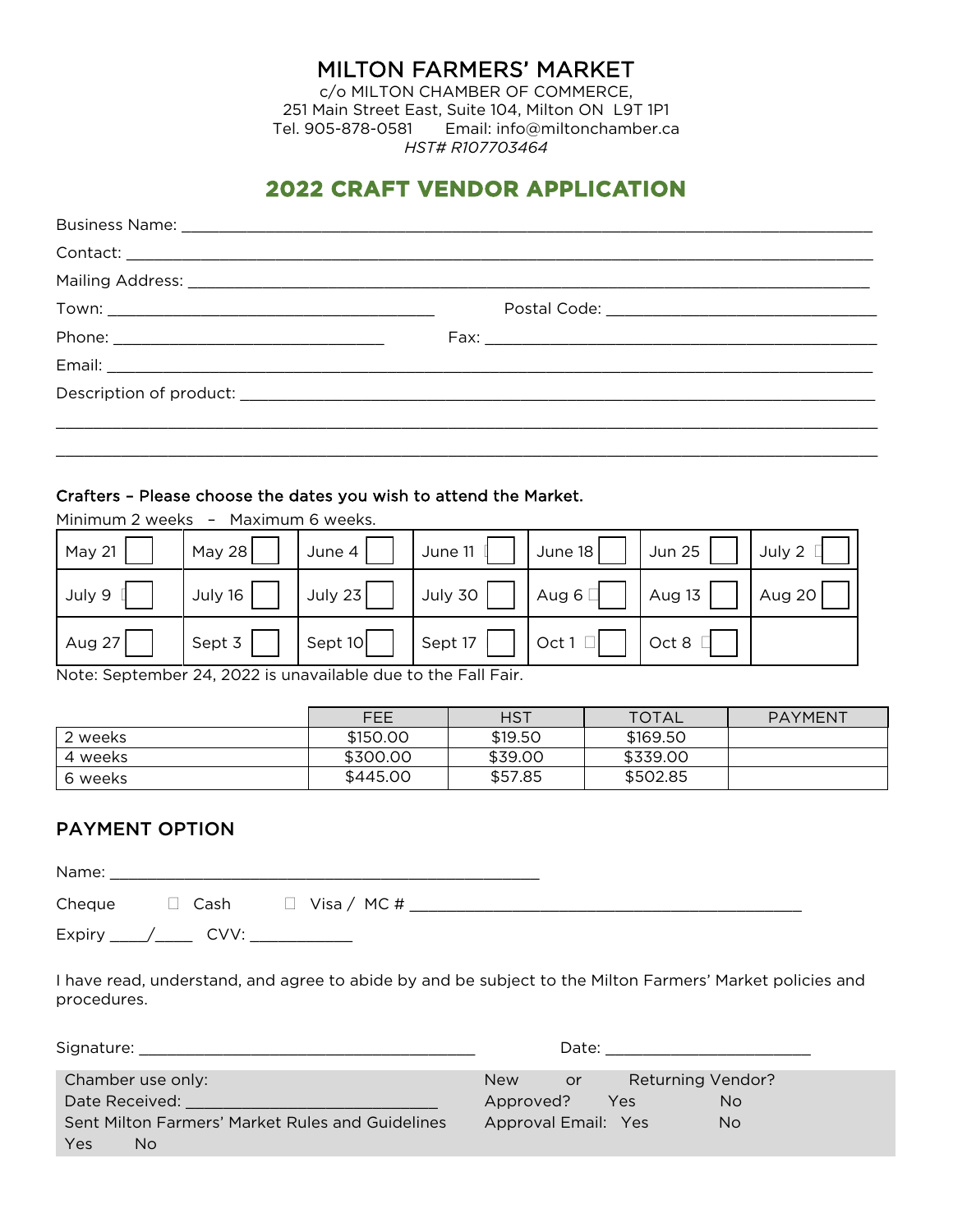# MILTON FARMERS' MARKET

c/o MILTON CHAMBER OF COMMERCE,
251 Main Street East, Suite 104, Milton ON L9T 1P1
Tel. 905-878-0581 Email: info@miltonchamber.ca
*HST# R107703464*

## 2022 CRAFT VENDOR APPLICATION

Business Name: ____________________

Contact: ____________________

Mailing Address: ____________________

Town: ____________________ Postal Code: ____________________

Phone: ____________________ Fax: ____________________

Email: ____________________

Description of product: ____________________

____________________

____________________

**Crafters – Please choose the dates you wish to attend the Market.**

Minimum 2 weeks – Maximum 6 weeks.

| | | | | | | |
|---|---|---|---|---|---|---|
| May 21 ☐ | May 28 ☐ | June 4 ☐ | June 11 ☐ | June 18 ☐ | Jun 25 ☐ | July 2 ☐ |
| July 9 ☐ | July 16 ☐ | July 23 ☐ | July 30 ☐ | Aug 6 ☐ | Aug 13 ☐ | Aug 20 ☐ |
| Aug 27 ☐ | Sept 3 ☐ | Sept 10 ☐ | Sept 17 ☐ | Oct 1 ☐ | Oct 8 ☐ | |

Note: September 24, 2022 is unavailable due to the Fall Fair.

| | FEE | HST | TOTAL | PAYMENT |
|---|---|---|---|---|
| 2 weeks | $150.00 | $19.50 | $169.50 | |
| 4 weeks | $300.00 | $39.00 | $339.00 | |
| 6 weeks | $445.00 | $57.85 | $502.85 | |

## PAYMENT OPTION

Name: ____________________

Cheque ☐ Cash ☐ Visa / MC # ____________________

Expiry ____/____ CVV: ____________

I have read, understand, and agree to abide by and be subject to the Milton Farmers' Market policies and procedures.

Signature: ____________________ Date: ____________________

Chamber use only:
Date Received: ____________________
Sent Milton Farmers' Market Rules and Guidelines
Yes No

New or Returning Vendor?
Approved? Yes No
Approval Email: Yes No